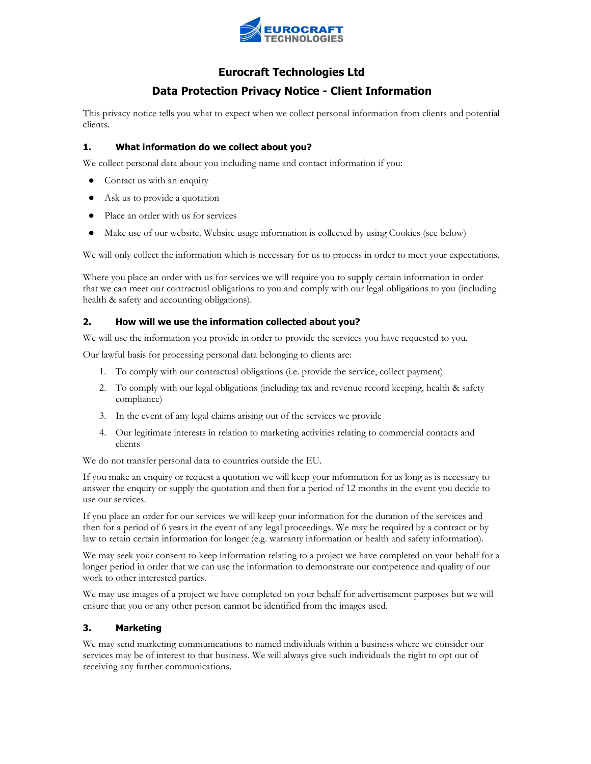# Eurocraft Technologies Ltd

## Data Protection Privacy Notice - Client Information

This privacy notice tells you what to expect when we collect personal information from clients and potential clients.

### 1. What information do we collect about you?

We collect personal data about you including name and contact information if you:

- Contact us with an enquiry
- Ask us to provide a quotation
- Place an order with us for services
- Make use of our website. Website usage information is collected by using Cookies (see below)

We will only collect the information which is necessary for us to process in order to meet your expectations.

Where you place an order with us for services we will require you to supply certain information in order that we can meet our contractual obligations to you and comply with our legal obligations to you (including health & safety and accounting obligations).

### 2. How will we use the information collected about you?

We will use the information you provide in order to provide the services you have requested to you.

Our lawful basis for processing personal data belonging to clients are:

1. To comply with our contractual obligations (i.e. provide the service, collect payment)
2. To comply with our legal obligations (including tax and revenue record keeping, health & safety compliance)
3. In the event of any legal claims arising out of the services we provide
4. Our legitimate interests in relation to marketing activities relating to commercial contacts and clients

We do not transfer personal data to countries outside the EU.

If you make an enquiry or request a quotation we will keep your information for as long as is necessary to answer the enquiry or supply the quotation and then for a period of 12 months in the event you decide to use our services.

If you place an order for our services we will keep your information for the duration of the services and then for a period of 6 years in the event of any legal proceedings. We may be required by a contract or by law to retain certain information for longer (e.g. warranty information or health and safety information).

We may seek your consent to keep information relating to a project we have completed on your behalf for a longer period in order that we can use the information to demonstrate our competence and quality of our work to other interested parties.

We may use images of a project we have completed on your behalf for advertisement purposes but we will ensure that you or any other person cannot be identified from the images used.

### 3. Marketing

We may send marketing communications to named individuals within a business where we consider our services may be of interest to that business. We will always give such individuals the right to opt out of receiving any further communications.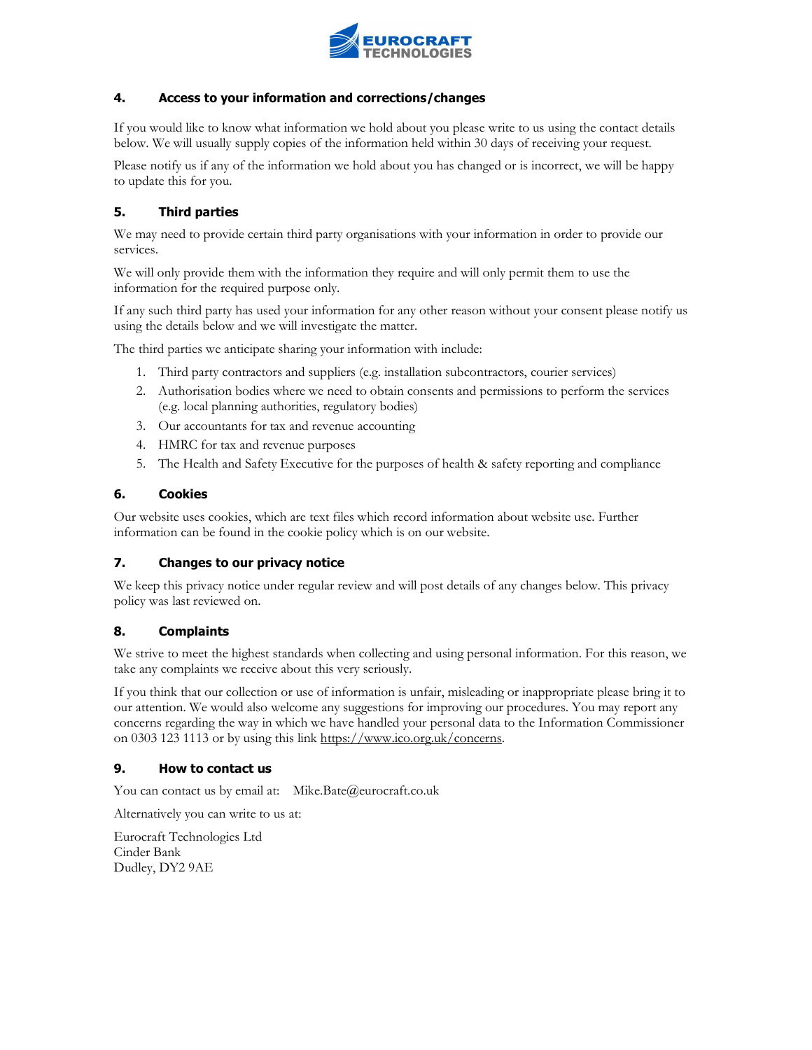## 4. Access to your information and corrections/changes

If you would like to know what information we hold about you please write to us using the contact details below. We will usually supply copies of the information held within 30 days of receiving your request.

Please notify us if any of the information we hold about you has changed or is incorrect, we will be happy to update this for you.

## 5. Third parties

We may need to provide certain third party organisations with your information in order to provide our services.

We will only provide them with the information they require and will only permit them to use the information for the required purpose only.

If any such third party has used your information for any other reason without your consent please notify us using the details below and we will investigate the matter.

The third parties we anticipate sharing your information with include:

1. Third party contractors and suppliers (e.g. installation subcontractors, courier services)
2. Authorisation bodies where we need to obtain consents and permissions to perform the services (e.g. local planning authorities, regulatory bodies)
3. Our accountants for tax and revenue accounting
4. HMRC for tax and revenue purposes
5. The Health and Safety Executive for the purposes of health & safety reporting and compliance

## 6. Cookies

Our website uses cookies, which are text files which record information about website use. Further information can be found in the cookie policy which is on our website.

## 7. Changes to our privacy notice

We keep this privacy notice under regular review and will post details of any changes below. This privacy policy was last reviewed on.

## 8. Complaints

We strive to meet the highest standards when collecting and using personal information. For this reason, we take any complaints we receive about this very seriously.

If you think that our collection or use of information is unfair, misleading or inappropriate please bring it to our attention. We would also welcome any suggestions for improving our procedures. You may report any concerns regarding the way in which we have handled your personal data to the Information Commissioner on 0303 123 1113 or by using this link https://www.ico.org.uk/concerns.

## 9. How to contact us

You can contact us by email at: Mike.Bate@eurocraft.co.uk

Alternatively you can write to us at:

Eurocraft Technologies Ltd
Cinder Bank
Dudley, DY2 9AE